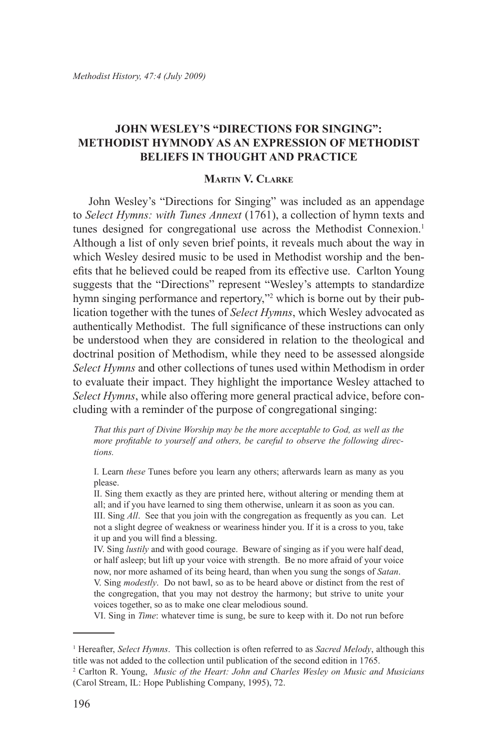# JOHN WESLEY'S "DIRECTIONS FOR SINGING": METHODIST HYMNODY AS AN EXPRESSION OF METHODIST BELIEFS IN THOUGHT AND PRACTICE

### Martin V. Clarke

John Wesley's "Directions for Singing" was included as an appendage to *Select Hymns: with Tunes Annext* (1761), a collection of hymn texts and tunes designed for congregational use across the Methodist Connexion.[1] Although a list of only seven brief points, it reveals much about the way in which Wesley desired music to be used in Methodist worship and the benefits that he believed could be reaped from its effective use. Carlton Young suggests that the "Directions" represent "Wesley's attempts to standardize hymn singing performance and repertory,"[2] which is borne out by their publication together with the tunes of *Select Hymns*, which Wesley advocated as authentically Methodist. The full significance of these instructions can only be understood when they are considered in relation to the theological and doctrinal position of Methodism, while they need to be assessed alongside *Select Hymns* and other collections of tunes used within Methodism in order to evaluate their impact. They highlight the importance Wesley attached to *Select Hymns*, while also offering more general practical advice, before concluding with a reminder of the purpose of congregational singing:

> *That this part of Divine Worship may be the more acceptable to God, as well as the more profitable to yourself and others, be careful to observe the following directions.*
>
> I. Learn *these* Tunes before you learn any others; afterwards learn as many as you please.
>
> II. Sing them exactly as they are printed here, without altering or mending them at all; and if you have learned to sing them otherwise, unlearn it as soon as you can.
>
> III. Sing *All*. See that you join with the congregation as frequently as you can. Let not a slight degree of weakness or weariness hinder you. If it is a cross to you, take it up and you will find a blessing.
>
> IV. Sing *lustily* and with good courage. Beware of singing as if you were half dead, or half asleep; but lift up your voice with strength. Be no more afraid of your voice now, nor more ashamed of its being heard, than when you sung the songs of *Satan*.
>
> V. Sing *modestly*. Do not bawl, so as to be heard above or distinct from the rest of the congregation, that you may not destroy the harmony; but strive to unite your voices together, so as to make one clear melodious sound.
>
> VI. Sing in *Time*: whatever time is sung, be sure to keep with it. Do not run before

---

[1] Hereafter, *Select Hymns*. This collection is often referred to as *Sacred Melody*, although this title was not added to the collection until publication of the second edition in 1765.

[2] Carlton R. Young, *Music of the Heart: John and Charles Wesley on Music and Musicians* (Carol Stream, IL: Hope Publishing Company, 1995), 72.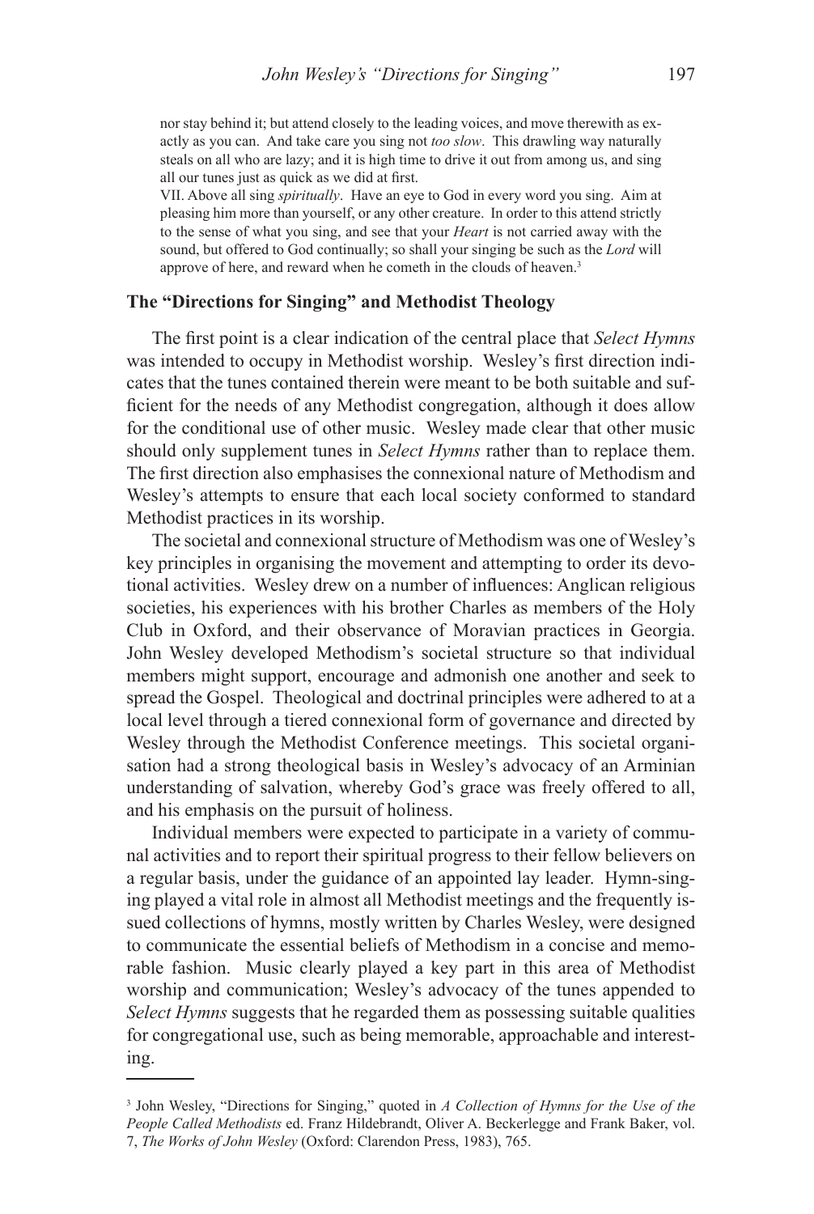nor stay behind it; but attend closely to the leading voices, and move therewith as exactly as you can. And take care you sing not *too slow*. This drawling way naturally steals on all who are lazy; and it is high time to drive it out from among us, and sing all our tunes just as quick as we did at first.

VII. Above all sing *spiritually*. Have an eye to God in every word you sing. Aim at pleasing him more than yourself, or any other creature. In order to this attend strictly to the sense of what you sing, and see that your *Heart* is not carried away with the sound, but offered to God continually; so shall your singing be such as the *Lord* will approve of here, and reward when he cometh in the clouds of heaven.[3]

## The "Directions for Singing" and Methodist Theology

The first point is a clear indication of the central place that *Select Hymns* was intended to occupy in Methodist worship. Wesley's first direction indicates that the tunes contained therein were meant to be both suitable and sufficient for the needs of any Methodist congregation, although it does allow for the conditional use of other music. Wesley made clear that other music should only supplement tunes in *Select Hymns* rather than to replace them. The first direction also emphasises the connexional nature of Methodism and Wesley's attempts to ensure that each local society conformed to standard Methodist practices in its worship.

The societal and connexional structure of Methodism was one of Wesley's key principles in organising the movement and attempting to order its devotional activities. Wesley drew on a number of influences: Anglican religious societies, his experiences with his brother Charles as members of the Holy Club in Oxford, and their observance of Moravian practices in Georgia. John Wesley developed Methodism's societal structure so that individual members might support, encourage and admonish one another and seek to spread the Gospel. Theological and doctrinal principles were adhered to at a local level through a tiered connexional form of governance and directed by Wesley through the Methodist Conference meetings. This societal organisation had a strong theological basis in Wesley's advocacy of an Arminian understanding of salvation, whereby God's grace was freely offered to all, and his emphasis on the pursuit of holiness.

Individual members were expected to participate in a variety of communal activities and to report their spiritual progress to their fellow believers on a regular basis, under the guidance of an appointed lay leader. Hymn-singing played a vital role in almost all Methodist meetings and the frequently issued collections of hymns, mostly written by Charles Wesley, were designed to communicate the essential beliefs of Methodism in a concise and memorable fashion. Music clearly played a key part in this area of Methodist worship and communication; Wesley's advocacy of the tunes appended to *Select Hymns* suggests that he regarded them as possessing suitable qualities for congregational use, such as being memorable, approachable and interesting.

---

[3] John Wesley, "Directions for Singing," quoted in *A Collection of Hymns for the Use of the People Called Methodists* ed. Franz Hildebrandt, Oliver A. Beckerlegge and Frank Baker, vol. 7, *The Works of John Wesley* (Oxford: Clarendon Press, 1983), 765.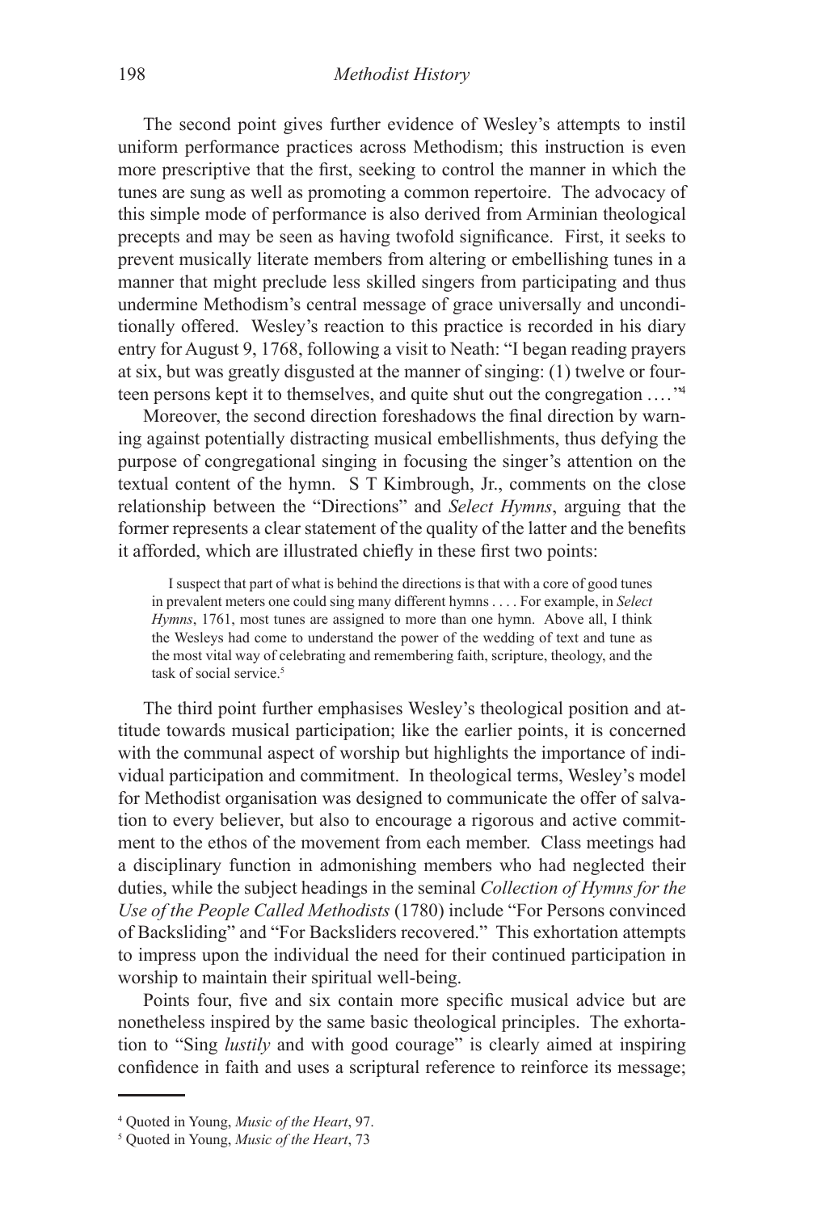The second point gives further evidence of Wesley's attempts to instil uniform performance practices across Methodism; this instruction is even more prescriptive that the first, seeking to control the manner in which the tunes are sung as well as promoting a common repertoire. The advocacy of this simple mode of performance is also derived from Arminian theological precepts and may be seen as having twofold significance. First, it seeks to prevent musically literate members from altering or embellishing tunes in a manner that might preclude less skilled singers from participating and thus undermine Methodism's central message of grace universally and unconditionally offered. Wesley's reaction to this practice is recorded in his diary entry for August 9, 1768, following a visit to Neath: "I began reading prayers at six, but was greatly disgusted at the manner of singing: (1) twelve or fourteen persons kept it to themselves, and quite shut out the congregation …."[4]

Moreover, the second direction foreshadows the final direction by warning against potentially distracting musical embellishments, thus defying the purpose of congregational singing in focusing the singer's attention on the textual content of the hymn. S T Kimbrough, Jr., comments on the close relationship between the "Directions" and *Select Hymns*, arguing that the former represents a clear statement of the quality of the latter and the benefits it afforded, which are illustrated chiefly in these first two points:

> I suspect that part of what is behind the directions is that with a core of good tunes in prevalent meters one could sing many different hymns . . . . For example, in *Select Hymns*, 1761, most tunes are assigned to more than one hymn. Above all, I think the Wesleys had come to understand the power of the wedding of text and tune as the most vital way of celebrating and remembering faith, scripture, theology, and the task of social service.[5]

The third point further emphasises Wesley's theological position and attitude towards musical participation; like the earlier points, it is concerned with the communal aspect of worship but highlights the importance of individual participation and commitment. In theological terms, Wesley's model for Methodist organisation was designed to communicate the offer of salvation to every believer, but also to encourage a rigorous and active commitment to the ethos of the movement from each member. Class meetings had a disciplinary function in admonishing members who had neglected their duties, while the subject headings in the seminal *Collection of Hymns for the Use of the People Called Methodists* (1780) include "For Persons convinced of Backsliding" and "For Backsliders recovered." This exhortation attempts to impress upon the individual the need for their continued participation in worship to maintain their spiritual well-being.

Points four, five and six contain more specific musical advice but are nonetheless inspired by the same basic theological principles. The exhortation to "Sing *lustily* and with good courage" is clearly aimed at inspiring confidence in faith and uses a scriptural reference to reinforce its message;

---

[4] Quoted in Young, *Music of the Heart*, 97.

[5] Quoted in Young, *Music of the Heart*, 73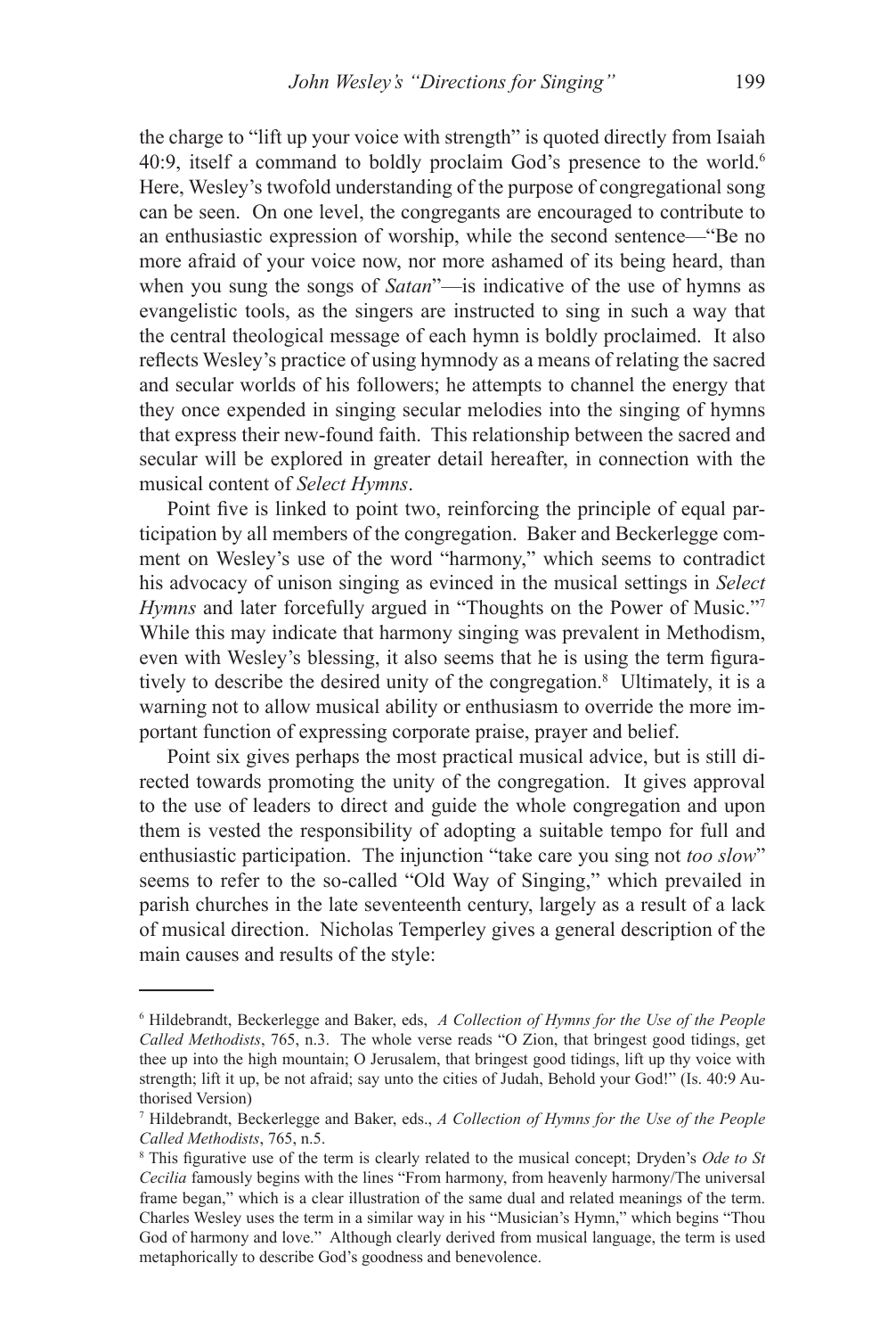the charge to "lift up your voice with strength" is quoted directly from Isaiah 40:9, itself a command to boldly proclaim God's presence to the world.[6] Here, Wesley's twofold understanding of the purpose of congregational song can be seen. On one level, the congregants are encouraged to contribute to an enthusiastic expression of worship, while the second sentence—"Be no more afraid of your voice now, nor more ashamed of its being heard, than when you sung the songs of *Satan*"—is indicative of the use of hymns as evangelistic tools, as the singers are instructed to sing in such a way that the central theological message of each hymn is boldly proclaimed. It also reflects Wesley's practice of using hymnody as a means of relating the sacred and secular worlds of his followers; he attempts to channel the energy that they once expended in singing secular melodies into the singing of hymns that express their new-found faith. This relationship between the sacred and secular will be explored in greater detail hereafter, in connection with the musical content of *Select Hymns*.

Point five is linked to point two, reinforcing the principle of equal participation by all members of the congregation. Baker and Beckerlegge comment on Wesley's use of the word "harmony," which seems to contradict his advocacy of unison singing as evinced in the musical settings in *Select Hymns* and later forcefully argued in "Thoughts on the Power of Music."[7] While this may indicate that harmony singing was prevalent in Methodism, even with Wesley's blessing, it also seems that he is using the term figuratively to describe the desired unity of the congregation.[8] Ultimately, it is a warning not to allow musical ability or enthusiasm to override the more important function of expressing corporate praise, prayer and belief.

Point six gives perhaps the most practical musical advice, but is still directed towards promoting the unity of the congregation. It gives approval to the use of leaders to direct and guide the whole congregation and upon them is vested the responsibility of adopting a suitable tempo for full and enthusiastic participation. The injunction "take care you sing not *too slow*" seems to refer to the so-called "Old Way of Singing," which prevailed in parish churches in the late seventeenth century, largely as a result of a lack of musical direction. Nicholas Temperley gives a general description of the main causes and results of the style:

---

[6] Hildebrandt, Beckerlegge and Baker, eds, *A Collection of Hymns for the Use of the People Called Methodists*, 765, n.3. The whole verse reads "O Zion, that bringest good tidings, get thee up into the high mountain; O Jerusalem, that bringest good tidings, lift up thy voice with strength; lift it up, be not afraid; say unto the cities of Judah, Behold your God!" (Is. 40:9 Authorised Version)

[7] Hildebrandt, Beckerlegge and Baker, eds., *A Collection of Hymns for the Use of the People Called Methodists*, 765, n.5.

[8] This figurative use of the term is clearly related to the musical concept; Dryden's *Ode to St Cecilia* famously begins with the lines "From harmony, from heavenly harmony/The universal frame began," which is a clear illustration of the same dual and related meanings of the term. Charles Wesley uses the term in a similar way in his "Musician's Hymn," which begins "Thou God of harmony and love." Although clearly derived from musical language, the term is used metaphorically to describe God's goodness and benevolence.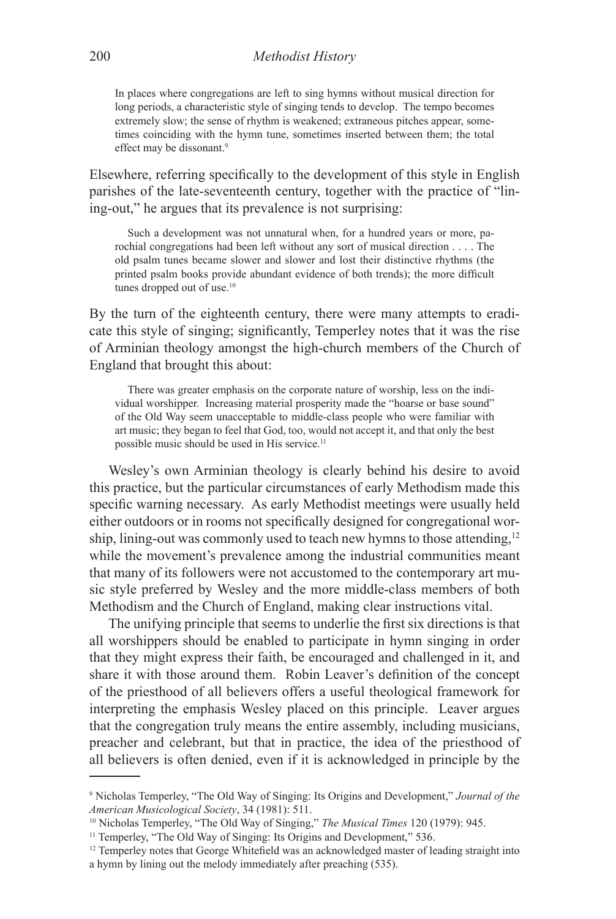> In places where congregations are left to sing hymns without musical direction for long periods, a characteristic style of singing tends to develop. The tempo becomes extremely slow; the sense of rhythm is weakened; extraneous pitches appear, sometimes coinciding with the hymn tune, sometimes inserted between them; the total effect may be dissonant.[9]

Elsewhere, referring specifically to the development of this style in English parishes of the late-seventeenth century, together with the practice of "lining-out," he argues that its prevalence is not surprising:

> Such a development was not unnatural when, for a hundred years or more, parochial congregations had been left without any sort of musical direction . . . . The old psalm tunes became slower and slower and lost their distinctive rhythms (the printed psalm books provide abundant evidence of both trends); the more difficult tunes dropped out of use.[10]

By the turn of the eighteenth century, there were many attempts to eradicate this style of singing; significantly, Temperley notes that it was the rise of Arminian theology amongst the high-church members of the Church of England that brought this about:

> There was greater emphasis on the corporate nature of worship, less on the individual worshipper. Increasing material prosperity made the "hoarse or base sound" of the Old Way seem unacceptable to middle-class people who were familiar with art music; they began to feel that God, too, would not accept it, and that only the best possible music should be used in His service.[11]

Wesley's own Arminian theology is clearly behind his desire to avoid this practice, but the particular circumstances of early Methodism made this specific warning necessary. As early Methodist meetings were usually held either outdoors or in rooms not specifically designed for congregational worship, lining-out was commonly used to teach new hymns to those attending,[12] while the movement's prevalence among the industrial communities meant that many of its followers were not accustomed to the contemporary art music style preferred by Wesley and the more middle-class members of both Methodism and the Church of England, making clear instructions vital.

The unifying principle that seems to underlie the first six directions is that all worshippers should be enabled to participate in hymn singing in order that they might express their faith, be encouraged and challenged in it, and share it with those around them. Robin Leaver's definition of the concept of the priesthood of all believers offers a useful theological framework for interpreting the emphasis Wesley placed on this principle. Leaver argues that the congregation truly means the entire assembly, including musicians, preacher and celebrant, but that in practice, the idea of the priesthood of all believers is often denied, even if it is acknowledged in principle by the

---

[9] Nicholas Temperley, "The Old Way of Singing: Its Origins and Development," *Journal of the American Musicological Society*, 34 (1981): 511.

[10] Nicholas Temperley, "The Old Way of Singing," *The Musical Times* 120 (1979): 945.

[11] Temperley, "The Old Way of Singing: Its Origins and Development," 536.

[12] Temperley notes that George Whitefield was an acknowledged master of leading straight into a hymn by lining out the melody immediately after preaching (535).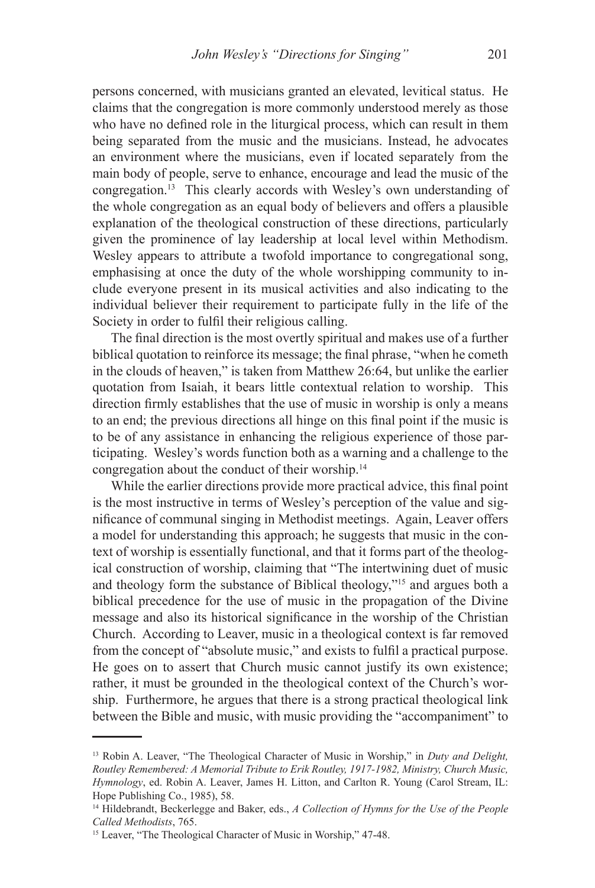persons concerned, with musicians granted an elevated, levitical status. He claims that the congregation is more commonly understood merely as those who have no defined role in the liturgical process, which can result in them being separated from the music and the musicians. Instead, he advocates an environment where the musicians, even if located separately from the main body of people, serve to enhance, encourage and lead the music of the congregation.[13] This clearly accords with Wesley's own understanding of the whole congregation as an equal body of believers and offers a plausible explanation of the theological construction of these directions, particularly given the prominence of lay leadership at local level within Methodism. Wesley appears to attribute a twofold importance to congregational song, emphasising at once the duty of the whole worshipping community to include everyone present in its musical activities and also indicating to the individual believer their requirement to participate fully in the life of the Society in order to fulfil their religious calling.

The final direction is the most overtly spiritual and makes use of a further biblical quotation to reinforce its message; the final phrase, "when he cometh in the clouds of heaven," is taken from Matthew 26:64, but unlike the earlier quotation from Isaiah, it bears little contextual relation to worship. This direction firmly establishes that the use of music in worship is only a means to an end; the previous directions all hinge on this final point if the music is to be of any assistance in enhancing the religious experience of those participating. Wesley's words function both as a warning and a challenge to the congregation about the conduct of their worship.[14]

While the earlier directions provide more practical advice, this final point is the most instructive in terms of Wesley's perception of the value and significance of communal singing in Methodist meetings. Again, Leaver offers a model for understanding this approach; he suggests that music in the context of worship is essentially functional, and that it forms part of the theological construction of worship, claiming that "The intertwining duet of music and theology form the substance of Biblical theology,"[15] and argues both a biblical precedence for the use of music in the propagation of the Divine message and also its historical significance in the worship of the Christian Church. According to Leaver, music in a theological context is far removed from the concept of "absolute music," and exists to fulfil a practical purpose. He goes on to assert that Church music cannot justify its own existence; rather, it must be grounded in the theological context of the Church's worship. Furthermore, he argues that there is a strong practical theological link between the Bible and music, with music providing the "accompaniment" to

---

[13] Robin A. Leaver, "The Theological Character of Music in Worship," in *Duty and Delight, Routley Remembered: A Memorial Tribute to Erik Routley, 1917-1982, Ministry, Church Music, Hymnology*, ed. Robin A. Leaver, James H. Litton, and Carlton R. Young (Carol Stream, IL: Hope Publishing Co., 1985), 58.

[14] Hildebrandt, Beckerlegge and Baker, eds., *A Collection of Hymns for the Use of the People Called Methodists*, 765.

[15] Leaver, "The Theological Character of Music in Worship," 47-48.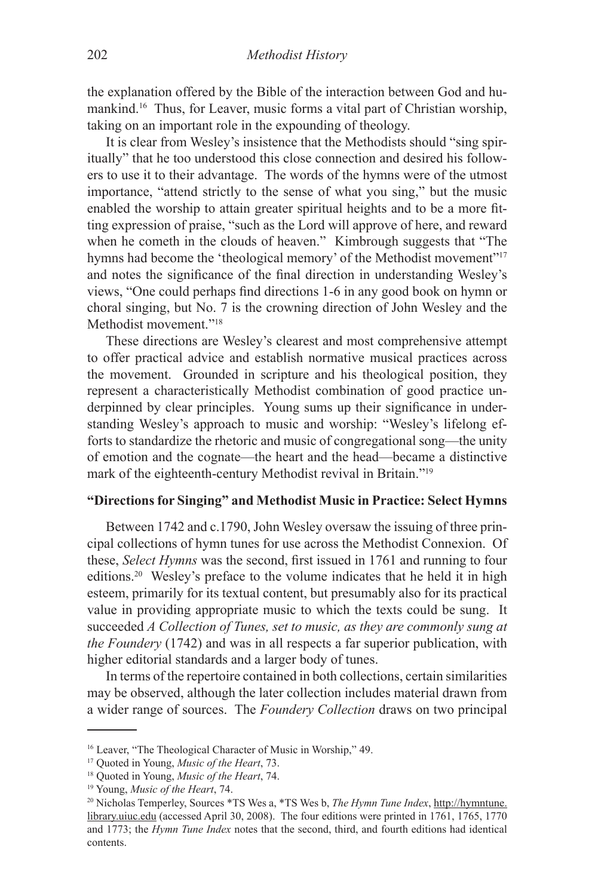the explanation offered by the Bible of the interaction between God and humankind.[16] Thus, for Leaver, music forms a vital part of Christian worship, taking on an important role in the expounding of theology.

It is clear from Wesley's insistence that the Methodists should "sing spiritually" that he too understood this close connection and desired his followers to use it to their advantage. The words of the hymns were of the utmost importance, "attend strictly to the sense of what you sing," but the music enabled the worship to attain greater spiritual heights and to be a more fitting expression of praise, "such as the Lord will approve of here, and reward when he cometh in the clouds of heaven." Kimbrough suggests that "The hymns had become the 'theological memory' of the Methodist movement"[17] and notes the significance of the final direction in understanding Wesley's views, "One could perhaps find directions 1-6 in any good book on hymn or choral singing, but No. 7 is the crowning direction of John Wesley and the Methodist movement."[18]

These directions are Wesley's clearest and most comprehensive attempt to offer practical advice and establish normative musical practices across the movement. Grounded in scripture and his theological position, they represent a characteristically Methodist combination of good practice underpinned by clear principles. Young sums up their significance in understanding Wesley's approach to music and worship: "Wesley's lifelong efforts to standardize the rhetoric and music of congregational song—the unity of emotion and the cognate—the heart and the head—became a distinctive mark of the eighteenth-century Methodist revival in Britain."[19]

## "Directions for Singing" and Methodist Music in Practice: Select Hymns

Between 1742 and c.1790, John Wesley oversaw the issuing of three principal collections of hymn tunes for use across the Methodist Connexion. Of these, *Select Hymns* was the second, first issued in 1761 and running to four editions.[20] Wesley's preface to the volume indicates that he held it in high esteem, primarily for its textual content, but presumably also for its practical value in providing appropriate music to which the texts could be sung. It succeeded *A Collection of Tunes, set to music, as they are commonly sung at the Foundery* (1742) and was in all respects a far superior publication, with higher editorial standards and a larger body of tunes.

In terms of the repertoire contained in both collections, certain similarities may be observed, although the later collection includes material drawn from a wider range of sources. The *Foundery Collection* draws on two principal

---

[16] Leaver, "The Theological Character of Music in Worship," 49.

[17] Quoted in Young, *Music of the Heart*, 73.

[18] Quoted in Young, *Music of the Heart*, 74.

[19] Young, *Music of the Heart*, 74.

[20] Nicholas Temperley, Sources *TS Wes a, *TS Wes b, *The Hymn Tune Index*, http://hymntune.library.uiuc.edu (accessed April 30, 2008). The four editions were printed in 1761, 1765, 1770 and 1773; the *Hymn Tune Index* notes that the second, third, and fourth editions had identical contents.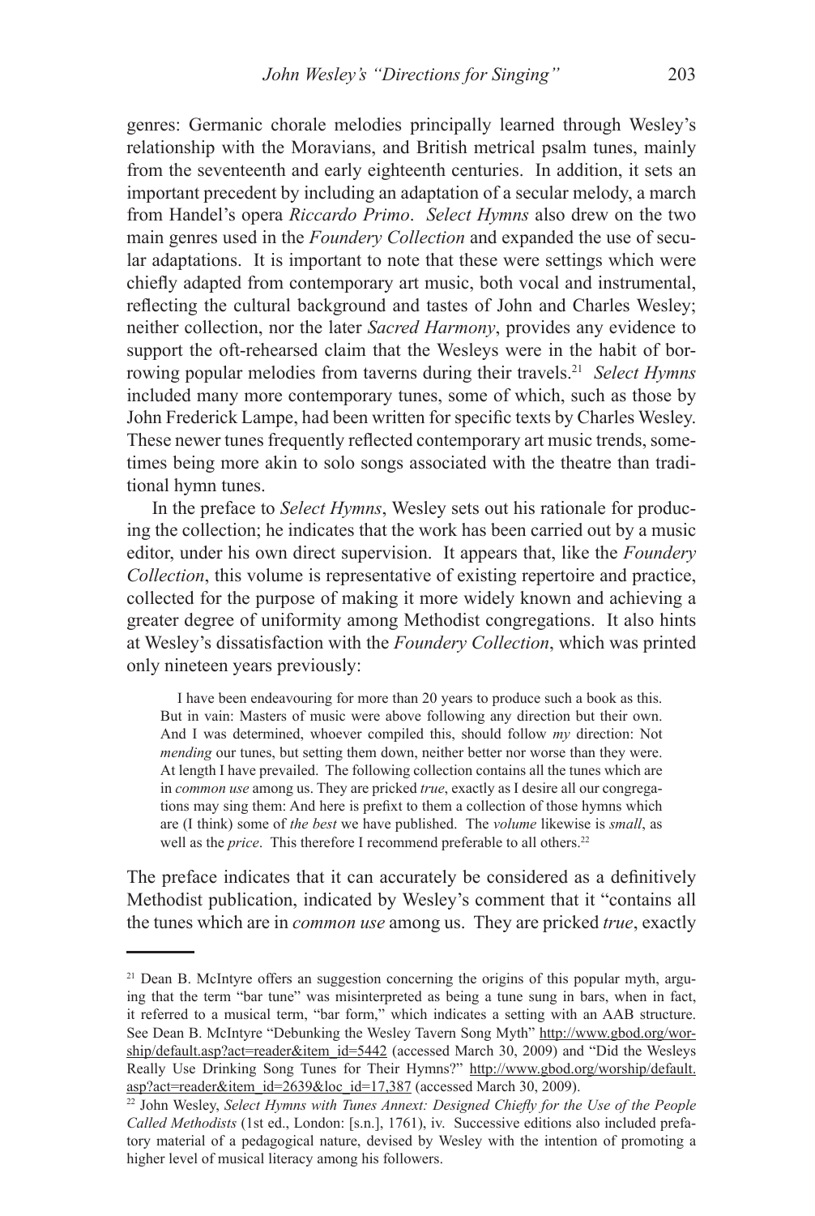genres: Germanic chorale melodies principally learned through Wesley's relationship with the Moravians, and British metrical psalm tunes, mainly from the seventeenth and early eighteenth centuries. In addition, it sets an important precedent by including an adaptation of a secular melody, a march from Handel's opera *Riccardo Primo*. *Select Hymns* also drew on the two main genres used in the *Foundery Collection* and expanded the use of secular adaptations. It is important to note that these were settings which were chiefly adapted from contemporary art music, both vocal and instrumental, reflecting the cultural background and tastes of John and Charles Wesley; neither collection, nor the later *Sacred Harmony*, provides any evidence to support the oft-rehearsed claim that the Wesleys were in the habit of borrowing popular melodies from taverns during their travels.[21] *Select Hymns* included many more contemporary tunes, some of which, such as those by John Frederick Lampe, had been written for specific texts by Charles Wesley. These newer tunes frequently reflected contemporary art music trends, sometimes being more akin to solo songs associated with the theatre than traditional hymn tunes.

In the preface to *Select Hymns*, Wesley sets out his rationale for producing the collection; he indicates that the work has been carried out by a music editor, under his own direct supervision. It appears that, like the *Foundery Collection*, this volume is representative of existing repertoire and practice, collected for the purpose of making it more widely known and achieving a greater degree of uniformity among Methodist congregations. It also hints at Wesley's dissatisfaction with the *Foundery Collection*, which was printed only nineteen years previously:

> I have been endeavouring for more than 20 years to produce such a book as this. But in vain: Masters of music were above following any direction but their own. And I was determined, whoever compiled this, should follow *my* direction: Not *mending* our tunes, but setting them down, neither better nor worse than they were. At length I have prevailed. The following collection contains all the tunes which are in *common use* among us. They are pricked *true*, exactly as I desire all our congregations may sing them: And here is prefixt to them a collection of those hymns which are (I think) some of *the best* we have published. The *volume* likewise is *small*, as well as the *price*. This therefore I recommend preferable to all others.[22]

The preface indicates that it can accurately be considered as a definitively Methodist publication, indicated by Wesley's comment that it "contains all the tunes which are in *common use* among us. They are pricked *true*, exactly

---

[21] Dean B. McIntyre offers an suggestion concerning the origins of this popular myth, arguing that the term "bar tune" was misinterpreted as being a tune sung in bars, when in fact, it referred to a musical term, "bar form," which indicates a setting with an AAB structure. See Dean B. McIntyre "Debunking the Wesley Tavern Song Myth" http://www.gbod.org/worship/default.asp?act=reader&item_id=5442 (accessed March 30, 2009) and "Did the Wesleys Really Use Drinking Song Tunes for Their Hymns?" http://www.gbod.org/worship/default.asp?act=reader&item_id=2639&loc_id=17,387 (accessed March 30, 2009).

[22] John Wesley, *Select Hymns with Tunes Annext: Designed Chiefly for the Use of the People Called Methodists* (1st ed., London: [s.n.], 1761), iv. Successive editions also included prefatory material of a pedagogical nature, devised by Wesley with the intention of promoting a higher level of musical literacy among his followers.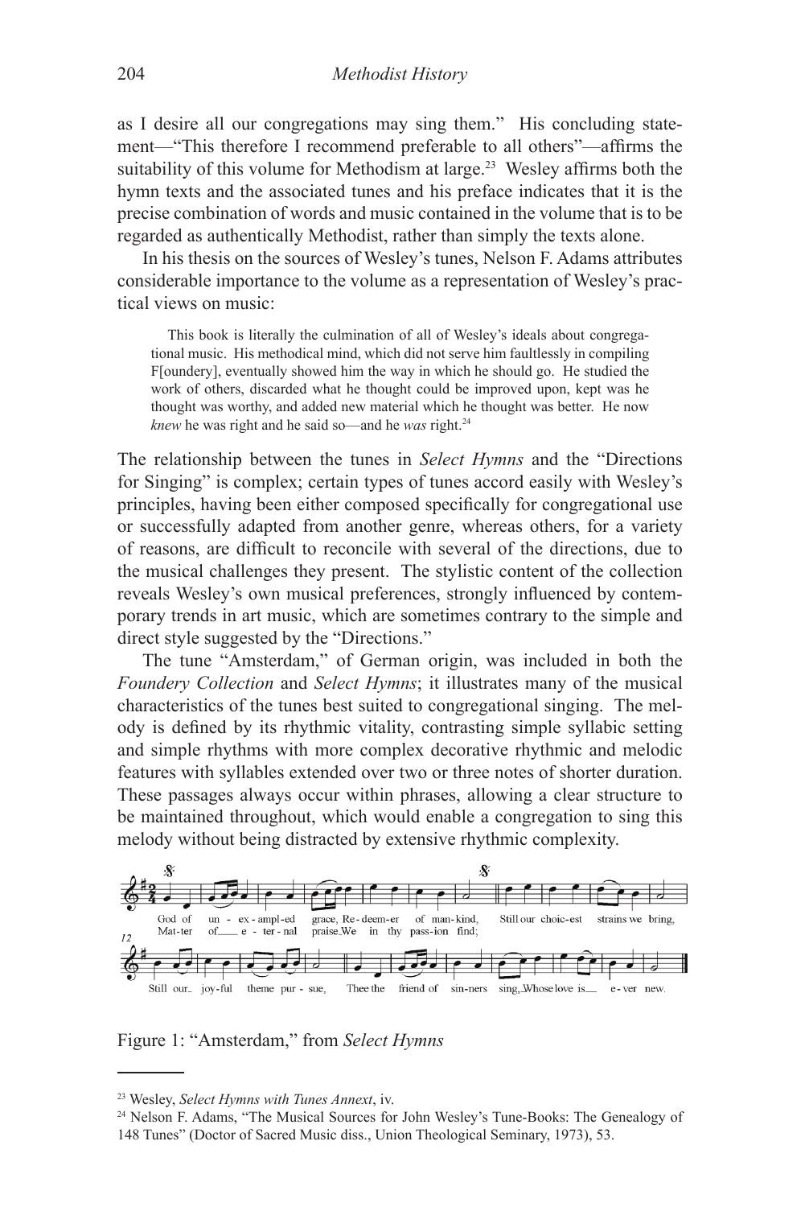as I desire all our congregations may sing them." His concluding statement—"This therefore I recommend preferable to all others"—affirms the suitability of this volume for Methodism at large.[23] Wesley affirms both the hymn texts and the associated tunes and his preface indicates that it is the precise combination of words and music contained in the volume that is to be regarded as authentically Methodist, rather than simply the texts alone.

In his thesis on the sources of Wesley's tunes, Nelson F. Adams attributes considerable importance to the volume as a representation of Wesley's practical views on music:

> This book is literally the culmination of all of Wesley's ideals about congregational music. His methodical mind, which did not serve him faultlessly in compiling F[oundery], eventually showed him the way in which he should go. He studied the work of others, discarded what he thought could be improved upon, kept was he thought was worthy, and added new material which he thought was better. He now *knew* he was right and he said so—and he *was* right.[24]

The relationship between the tunes in *Select Hymns* and the "Directions for Singing" is complex; certain types of tunes accord easily with Wesley's principles, having been either composed specifically for congregational use or successfully adapted from another genre, whereas others, for a variety of reasons, are difficult to reconcile with several of the directions, due to the musical challenges they present. The stylistic content of the collection reveals Wesley's own musical preferences, strongly influenced by contemporary trends in art music, which are sometimes contrary to the simple and direct style suggested by the "Directions."

The tune "Amsterdam," of German origin, was included in both the *Foundery Collection* and *Select Hymns*; it illustrates many of the musical characteristics of the tunes best suited to congregational singing. The melody is defined by its rhythmic vitality, contrasting simple syllabic setting and simple rhythms with more complex decorative rhythmic and melodic features with syllables extended over two or three notes of shorter duration. These passages always occur within phrases, allowing a clear structure to be maintained throughout, which would enable a congregation to sing this melody without being distracted by extensive rhythmic complexity.

Figure 1: "Amsterdam," from *Select Hymns*

---

[23] Wesley, *Select Hymns with Tunes Annext*, iv.

[24] Nelson F. Adams, "The Musical Sources for John Wesley's Tune-Books: The Genealogy of 148 Tunes" (Doctor of Sacred Music diss., Union Theological Seminary, 1973), 53.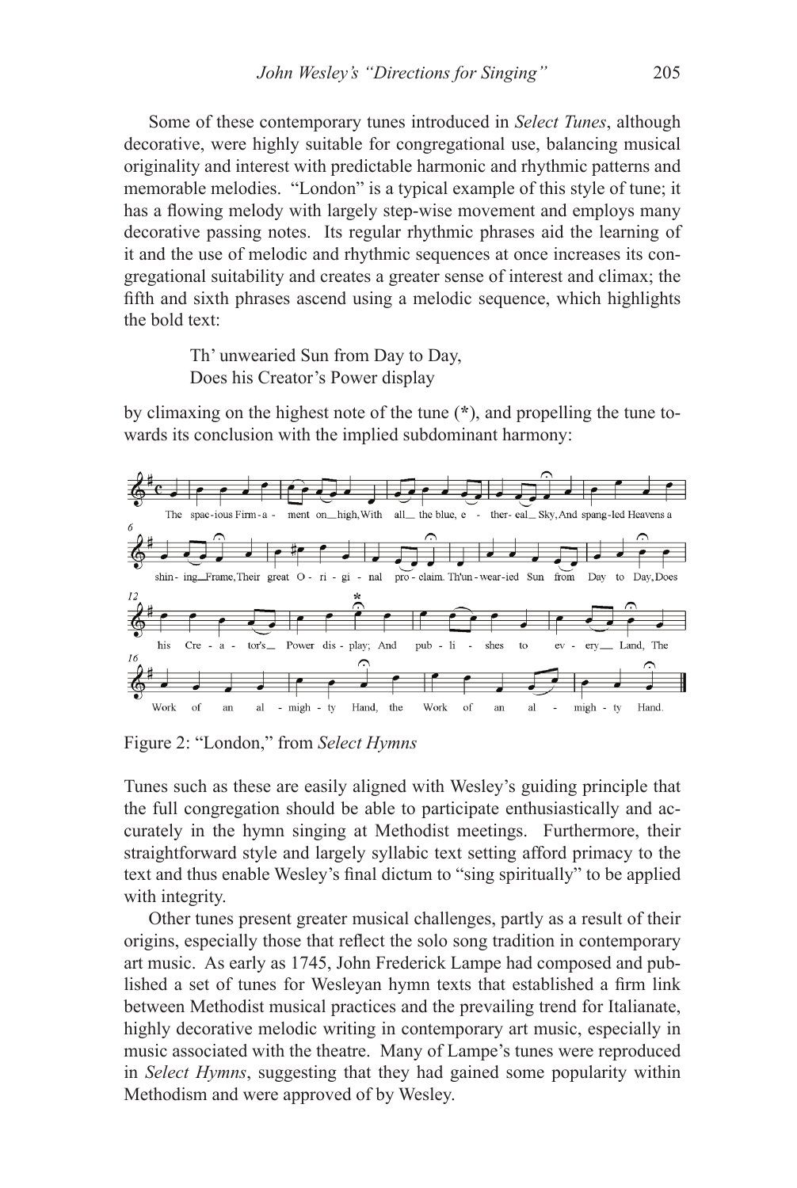Some of these contemporary tunes introduced in *Select Tunes*, although decorative, were highly suitable for congregational use, balancing musical originality and interest with predictable harmonic and rhythmic patterns and memorable melodies. "London" is a typical example of this style of tune; it has a flowing melody with largely step-wise movement and employs many decorative passing notes. Its regular rhythmic phrases aid the learning of it and the use of melodic and rhythmic sequences at once increases its congregational suitability and creates a greater sense of interest and climax; the fifth and sixth phrases ascend using a melodic sequence, which highlights the bold text:

> Th' unwearied Sun from Day to Day,
> Does his Creator's Power display

by climaxing on the highest note of the tune (*), and propelling the tune towards its conclusion with the implied subdominant harmony:

Figure 2: "London," from *Select Hymns*

Tunes such as these are easily aligned with Wesley's guiding principle that the full congregation should be able to participate enthusiastically and accurately in the hymn singing at Methodist meetings. Furthermore, their straightforward style and largely syllabic text setting afford primacy to the text and thus enable Wesley's final dictum to "sing spiritually" to be applied with integrity.

Other tunes present greater musical challenges, partly as a result of their origins, especially those that reflect the solo song tradition in contemporary art music. As early as 1745, John Frederick Lampe had composed and published a set of tunes for Wesleyan hymn texts that established a firm link between Methodist musical practices and the prevailing trend for Italianate, highly decorative melodic writing in contemporary art music, especially in music associated with the theatre. Many of Lampe's tunes were reproduced in *Select Hymns*, suggesting that they had gained some popularity within Methodism and were approved of by Wesley.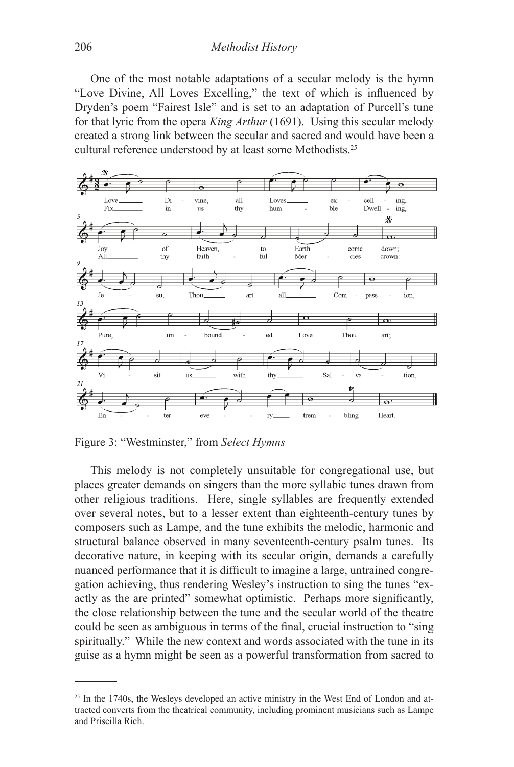One of the most notable adaptations of a secular melody is the hymn "Love Divine, All Loves Excelling," the text of which is influenced by Dryden's poem "Fairest Isle" and is set to an adaptation of Purcell's tune for that lyric from the opera *King Arthur* (1691). Using this secular melody created a strong link between the secular and sacred and would have been a cultural reference understood by at least some Methodists.[25]

Figure 3: "Westminster," from *Select Hymns*

This melody is not completely unsuitable for congregational use, but places greater demands on singers than the more syllabic tunes drawn from other religious traditions. Here, single syllables are frequently extended over several notes, but to a lesser extent than eighteenth-century tunes by composers such as Lampe, and the tune exhibits the melodic, harmonic and structural balance observed in many seventeenth-century psalm tunes. Its decorative nature, in keeping with its secular origin, demands a carefully nuanced performance that it is difficult to imagine a large, untrained congregation achieving, thus rendering Wesley's instruction to sing the tunes "exactly as the are printed" somewhat optimistic. Perhaps more significantly, the close relationship between the tune and the secular world of the theatre could be seen as ambiguous in terms of the final, crucial instruction to "sing spiritually." While the new context and words associated with the tune in its guise as a hymn might be seen as a powerful transformation from sacred to

[25] In the 1740s, the Wesleys developed an active ministry in the West End of London and attracted converts from the theatrical community, including prominent musicians such as Lampe and Priscilla Rich.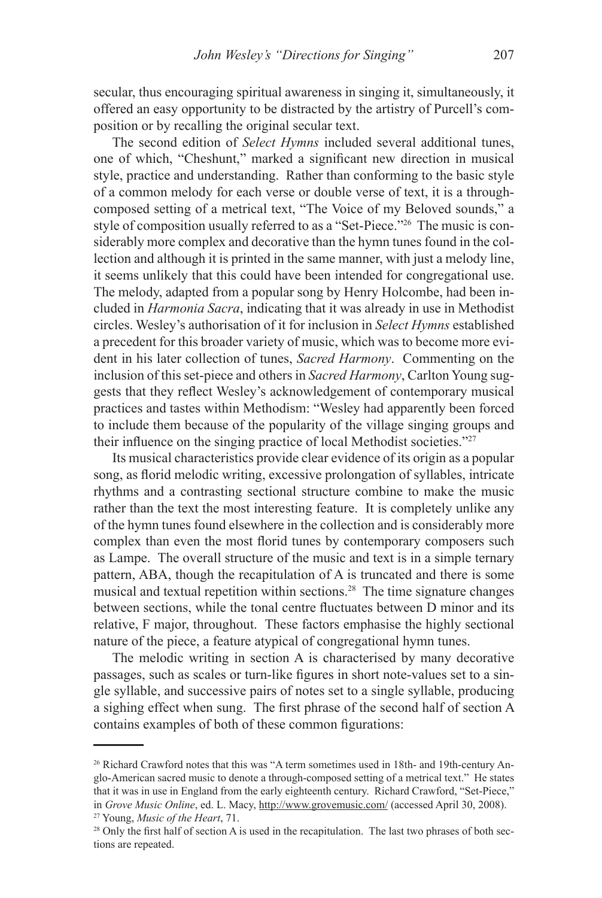secular, thus encouraging spiritual awareness in singing it, simultaneously, it offered an easy opportunity to be distracted by the artistry of Purcell's composition or by recalling the original secular text.

The second edition of *Select Hymns* included several additional tunes, one of which, "Cheshunt," marked a significant new direction in musical style, practice and understanding. Rather than conforming to the basic style of a common melody for each verse or double verse of text, it is a through-composed setting of a metrical text, "The Voice of my Beloved sounds," a style of composition usually referred to as a "Set-Piece."[26] The music is considerably more complex and decorative than the hymn tunes found in the collection and although it is printed in the same manner, with just a melody line, it seems unlikely that this could have been intended for congregational use. The melody, adapted from a popular song by Henry Holcombe, had been included in *Harmonia Sacra*, indicating that it was already in use in Methodist circles. Wesley's authorisation of it for inclusion in *Select Hymns* established a precedent for this broader variety of music, which was to become more evident in his later collection of tunes, *Sacred Harmony*. Commenting on the inclusion of this set-piece and others in *Sacred Harmony*, Carlton Young suggests that they reflect Wesley's acknowledgement of contemporary musical practices and tastes within Methodism: "Wesley had apparently been forced to include them because of the popularity of the village singing groups and their influence on the singing practice of local Methodist societies."[27]

Its musical characteristics provide clear evidence of its origin as a popular song, as florid melodic writing, excessive prolongation of syllables, intricate rhythms and a contrasting sectional structure combine to make the music rather than the text the most interesting feature. It is completely unlike any of the hymn tunes found elsewhere in the collection and is considerably more complex than even the most florid tunes by contemporary composers such as Lampe. The overall structure of the music and text is in a simple ternary pattern, ABA, though the recapitulation of A is truncated and there is some musical and textual repetition within sections.[28] The time signature changes between sections, while the tonal centre fluctuates between D minor and its relative, F major, throughout. These factors emphasise the highly sectional nature of the piece, a feature atypical of congregational hymn tunes.

The melodic writing in section A is characterised by many decorative passages, such as scales or turn-like figures in short note-values set to a single syllable, and successive pairs of notes set to a single syllable, producing a sighing effect when sung. The first phrase of the second half of section A contains examples of both of these common figurations:

---

[26] Richard Crawford notes that this was "A term sometimes used in 18th- and 19th-century Anglo-American sacred music to denote a through-composed setting of a metrical text." He states that it was in use in England from the early eighteenth century. Richard Crawford, "Set-Piece," in *Grove Music Online*, ed. L. Macy, http://www.grovemusic.com/ (accessed April 30, 2008).

[27] Young, *Music of the Heart*, 71.

[28] Only the first half of section A is used in the recapitulation. The last two phrases of both sections are repeated.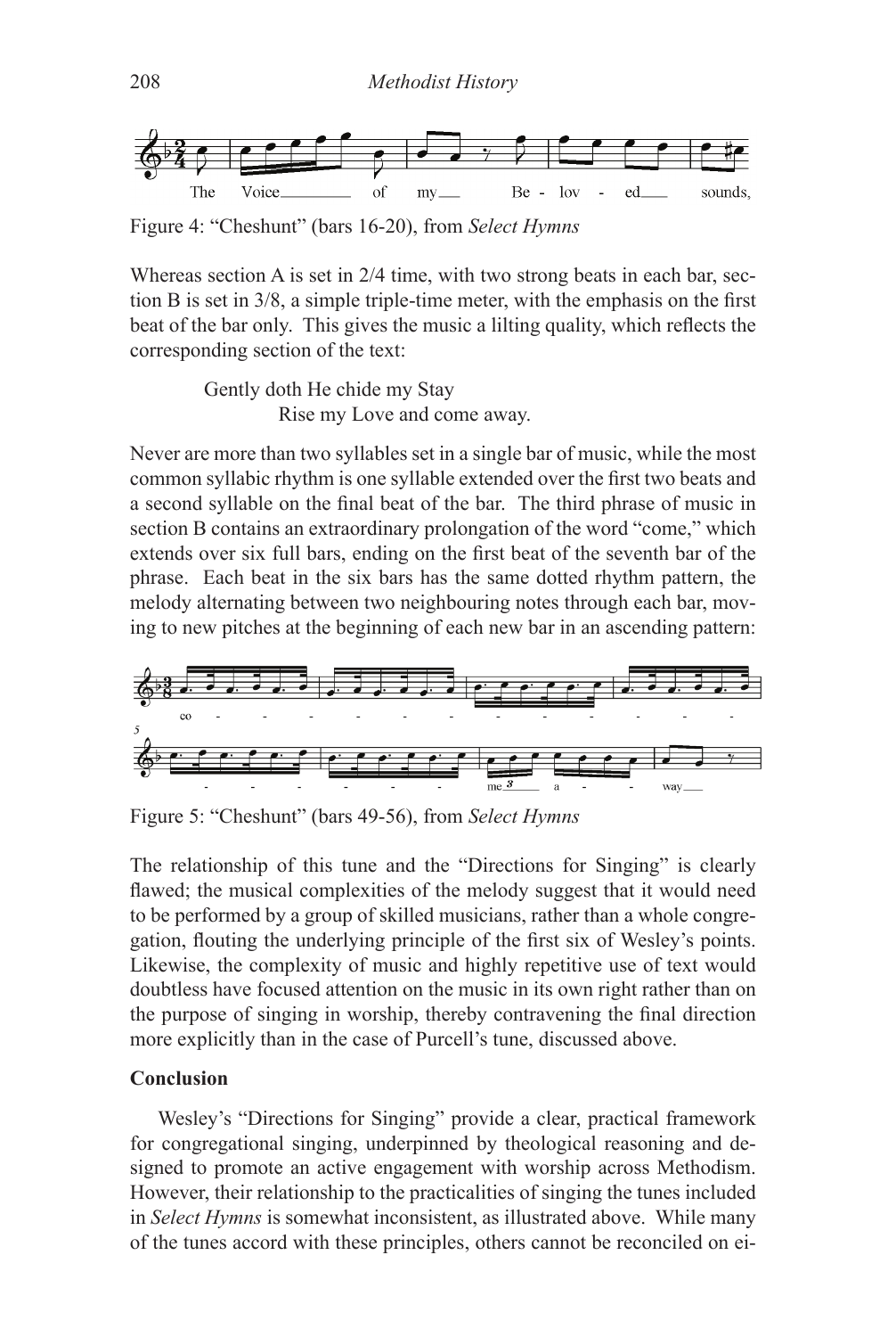Figure 4: "Cheshunt" (bars 16-20), from *Select Hymns*

Whereas section A is set in 2/4 time, with two strong beats in each bar, section B is set in 3/8, a simple triple-time meter, with the emphasis on the first beat of the bar only. This gives the music a lilting quality, which reflects the corresponding section of the text:

> Gently doth He chide my Stay
> Rise my Love and come away.

Never are more than two syllables set in a single bar of music, while the most common syllabic rhythm is one syllable extended over the first two beats and a second syllable on the final beat of the bar. The third phrase of music in section B contains an extraordinary prolongation of the word "come," which extends over six full bars, ending on the first beat of the seventh bar of the phrase. Each beat in the six bars has the same dotted rhythm pattern, the melody alternating between two neighbouring notes through each bar, moving to new pitches at the beginning of each new bar in an ascending pattern:

Figure 5: "Cheshunt" (bars 49-56), from *Select Hymns*

The relationship of this tune and the "Directions for Singing" is clearly flawed; the musical complexities of the melody suggest that it would need to be performed by a group of skilled musicians, rather than a whole congregation, flouting the underlying principle of the first six of Wesley's points. Likewise, the complexity of music and highly repetitive use of text would doubtless have focused attention on the music in its own right rather than on the purpose of singing in worship, thereby contravening the final direction more explicitly than in the case of Purcell's tune, discussed above.

**Conclusion**

Wesley's "Directions for Singing" provide a clear, practical framework for congregational singing, underpinned by theological reasoning and designed to promote an active engagement with worship across Methodism. However, their relationship to the practicalities of singing the tunes included in *Select Hymns* is somewhat inconsistent, as illustrated above. While many of the tunes accord with these principles, others cannot be reconciled on ei-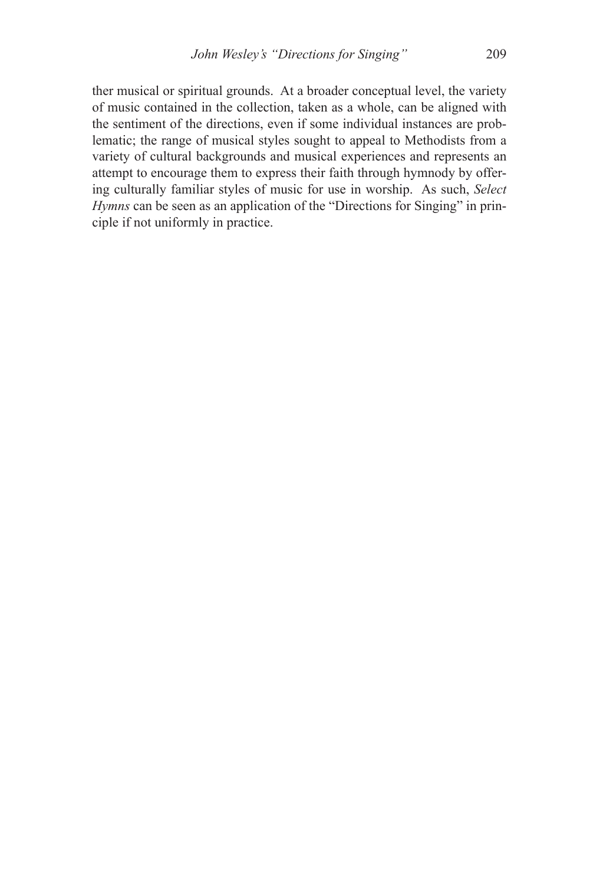ther musical or spiritual grounds. At a broader conceptual level, the variety of music contained in the collection, taken as a whole, can be aligned with the sentiment of the directions, even if some individual instances are problematic; the range of musical styles sought to appeal to Methodists from a variety of cultural backgrounds and musical experiences and represents an attempt to encourage them to express their faith through hymnody by offering culturally familiar styles of music for use in worship. As such, *Select Hymns* can be seen as an application of the "Directions for Singing" in principle if not uniformly in practice.